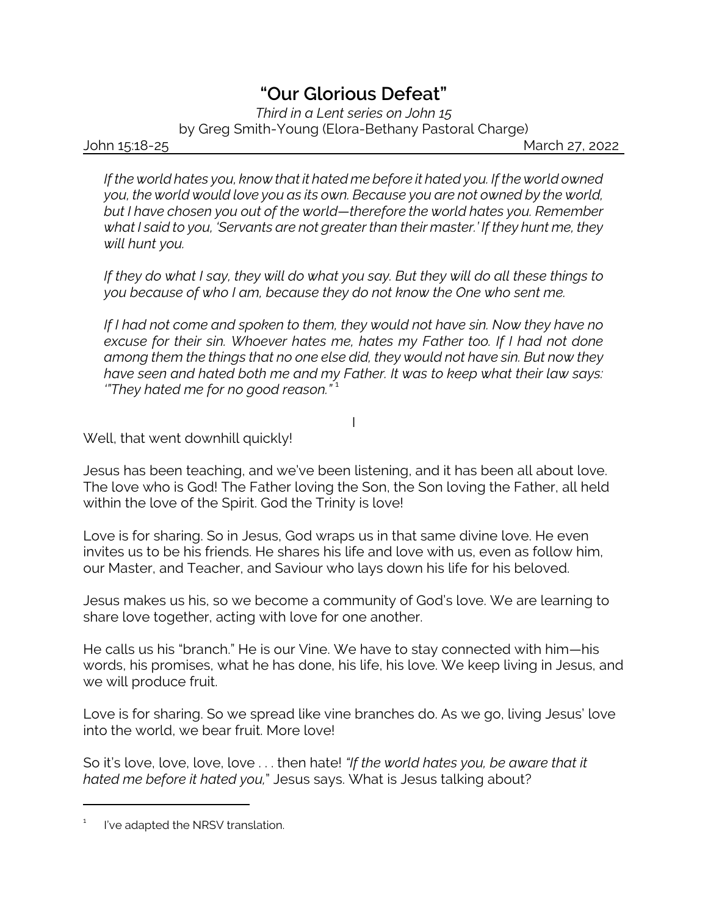# "Our Glorious Defeat"

*Third in a Lent series on John 15*

by Greg Smith-Young (Elora-Bethany Pastoral Charge)

John 15:18-25 — March 27, 2022

*If the world hates you, know that it hated me before it hated you. If the world owned you, the world would love you as its own. Because you are not owned by the world, but I have chosen you out of the world—therefore the world hates you. Remember what I said to you, 'Servants are not greater than their master.' If they hunt me, they will hunt you.*

*If they do what I say, they will do what you say. But they will do all these things to you because of who I am, because they do not know the One who sent me.*

*If I had not come and spoken to them, they would not have sin. Now they have no excuse for their sin. Whoever hates me, hates my Father too. If I had not done among them the things that no one else did, they would not have sin. But now they have seen and hated both me and my Father. It was to keep what their law says: '"They hated me for no good reason."*[1]

## I

Well, that went downhill quickly!

Jesus has been teaching, and we've been listening, and it has been all about love. The love who is God! The Father loving the Son, the Son loving the Father, all held within the love of the Spirit. God the Trinity is love!

Love is for sharing. So in Jesus, God wraps us in that same divine love. He even invites us to be his friends. He shares his life and love with us, even as follow him, our Master, and Teacher, and Saviour who lays down his life for his beloved.

Jesus makes us his, so we become a community of God's love. We are learning to share love together, acting with love for one another.

He calls us his "branch." He is our Vine. We have to stay connected with him—his words, his promises, what he has done, his life, his love. We keep living in Jesus, and we will produce fruit.

Love is for sharing. So we spread like vine branches do. As we go, living Jesus' love into the world, we bear fruit. More love!

So it's love, love, love, love . . . then hate! *"If the world hates you, be aware that it hated me before it hated you,"* Jesus says. What is Jesus talking about?

---

[1] I've adapted the NRSV translation.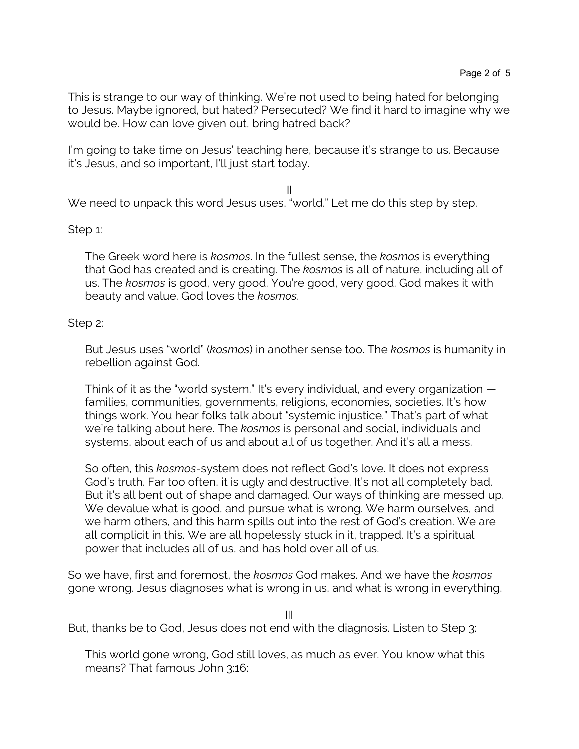This is strange to our way of thinking. We're not used to being hated for belonging to Jesus. Maybe ignored, but hated? Persecuted? We find it hard to imagine why we would be. How can love given out, bring hatred back?

I'm going to take time on Jesus' teaching here, because it's strange to us. Because it's Jesus, and so important, I'll just start today.

II

We need to unpack this word Jesus uses, "world." Let me do this step by step.

Step 1:

> The Greek word here is *kosmos*. In the fullest sense, the *kosmos* is everything that God has created and is creating. The *kosmos* is all of nature, including all of us. The *kosmos* is good, very good. You're good, very good. God makes it with beauty and value. God loves the *kosmos*.

Step 2:

> But Jesus uses "world" (*kosmos*) in another sense too. The *kosmos* is humanity in rebellion against God.
>
> Think of it as the "world system." It's every individual, and every organization — families, communities, governments, religions, economies, societies. It's how things work. You hear folks talk about "systemic injustice." That's part of what we're talking about here. The *kosmos* is personal and social, individuals and systems, about each of us and about all of us together. And it's all a mess.
>
> So often, this *kosmos*-system does not reflect God's love. It does not express God's truth. Far too often, it is ugly and destructive. It's not all completely bad. But it's all bent out of shape and damaged. Our ways of thinking are messed up. We devalue what is good, and pursue what is wrong. We harm ourselves, and we harm others, and this harm spills out into the rest of God's creation. We are all complicit in this. We are all hopelessly stuck in it, trapped. It's a spiritual power that includes all of us, and has hold over all of us.

So we have, first and foremost, the *kosmos* God makes. And we have the *kosmos* gone wrong. Jesus diagnoses what is wrong in us, and what is wrong in everything.

III

But, thanks be to God, Jesus does not end with the diagnosis. Listen to Step 3:

> This world gone wrong, God still loves, as much as ever. You know what this means? That famous John 3:16: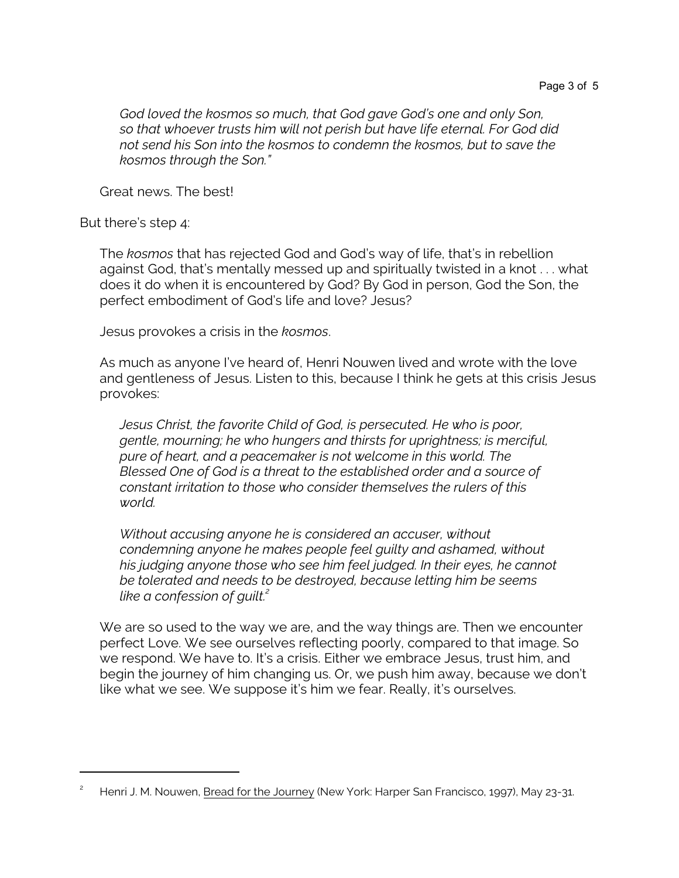*God loved the kosmos so much, that God gave God's one and only Son, so that whoever trusts him will not perish but have life eternal. For God did not send his Son into the kosmos to condemn the kosmos, but to save the kosmos through the Son."*

Great news. The best!

But there's step 4:

The *kosmos* that has rejected God and God's way of life, that's in rebellion against God, that's mentally messed up and spiritually twisted in a knot . . . what does it do when it is encountered by God? By God in person, God the Son, the perfect embodiment of God's life and love? Jesus?

Jesus provokes a crisis in the *kosmos*.

As much as anyone I've heard of, Henri Nouwen lived and wrote with the love and gentleness of Jesus. Listen to this, because I think he gets at this crisis Jesus provokes:

*Jesus Christ, the favorite Child of God, is persecuted. He who is poor, gentle, mourning; he who hungers and thirsts for uprightness; is merciful, pure of heart, and a peacemaker is not welcome in this world. The Blessed One of God is a threat to the established order and a source of constant irritation to those who consider themselves the rulers of this world.*

*Without accusing anyone he is considered an accuser, without condemning anyone he makes people feel guilty and ashamed, without his judging anyone those who see him feel judged. In their eyes, he cannot be tolerated and needs to be destroyed, because letting him be seems like a confession of guilt.*[2]

We are so used to the way we are, and the way things are. Then we encounter perfect Love. We see ourselves reflecting poorly, compared to that image. So we respond. We have to. It's a crisis. Either we embrace Jesus, trust him, and begin the journey of him changing us. Or, we push him away, because we don't like what we see. We suppose it's him we fear. Really, it's ourselves.

---

[2] Henri J. M. Nouwen, Bread for the Journey (New York: Harper San Francisco, 1997), May 23-31.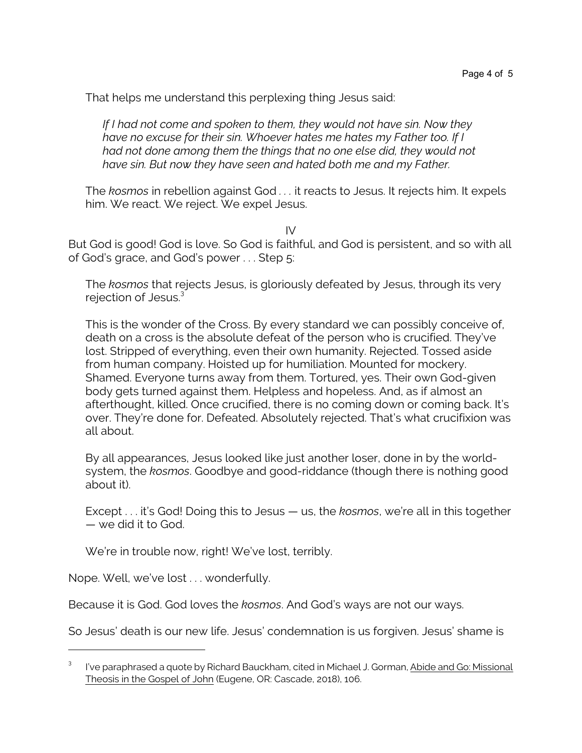That helps me understand this perplexing thing Jesus said:

> *If I had not come and spoken to them, they would not have sin. Now they have no excuse for their sin. Whoever hates me hates my Father too. If I had not done among them the things that no one else did, they would not have sin. But now they have seen and hated both me and my Father.*

The *kosmos* in rebellion against God . . . it reacts to Jesus. It rejects him. It expels him. We react. We reject. We expel Jesus.

IV

But God is good! God is love. So God is faithful, and God is persistent, and so with all of God's grace, and God's power . . . Step 5:

The *kosmos* that rejects Jesus, is gloriously defeated by Jesus, through its very rejection of Jesus.[3]

This is the wonder of the Cross. By every standard we can possibly conceive of, death on a cross is the absolute defeat of the person who is crucified. They've lost. Stripped of everything, even their own humanity. Rejected. Tossed aside from human company. Hoisted up for humiliation. Mounted for mockery. Shamed. Everyone turns away from them. Tortured, yes. Their own God-given body gets turned against them. Helpless and hopeless. And, as if almost an afterthought, killed. Once crucified, there is no coming down or coming back. It's over. They're done for. Defeated. Absolutely rejected. That's what crucifixion was all about.

By all appearances, Jesus looked like just another loser, done in by the world-system, the *kosmos*. Goodbye and good-riddance (though there is nothing good about it).

Except . . . it's God! Doing this to Jesus — us, the *kosmos*, we're all in this together — we did it to God.

We're in trouble now, right! We've lost, terribly.

Nope. Well, we've lost . . . wonderfully.

Because it is God. God loves the *kosmos*. And God's ways are not our ways.

So Jesus' death is our new life. Jesus' condemnation is us forgiven. Jesus' shame is

---

[3] I've paraphrased a quote by Richard Bauckham, cited in Michael J. Gorman, Abide and Go: Missional Theosis in the Gospel of John (Eugene, OR: Cascade, 2018), 106.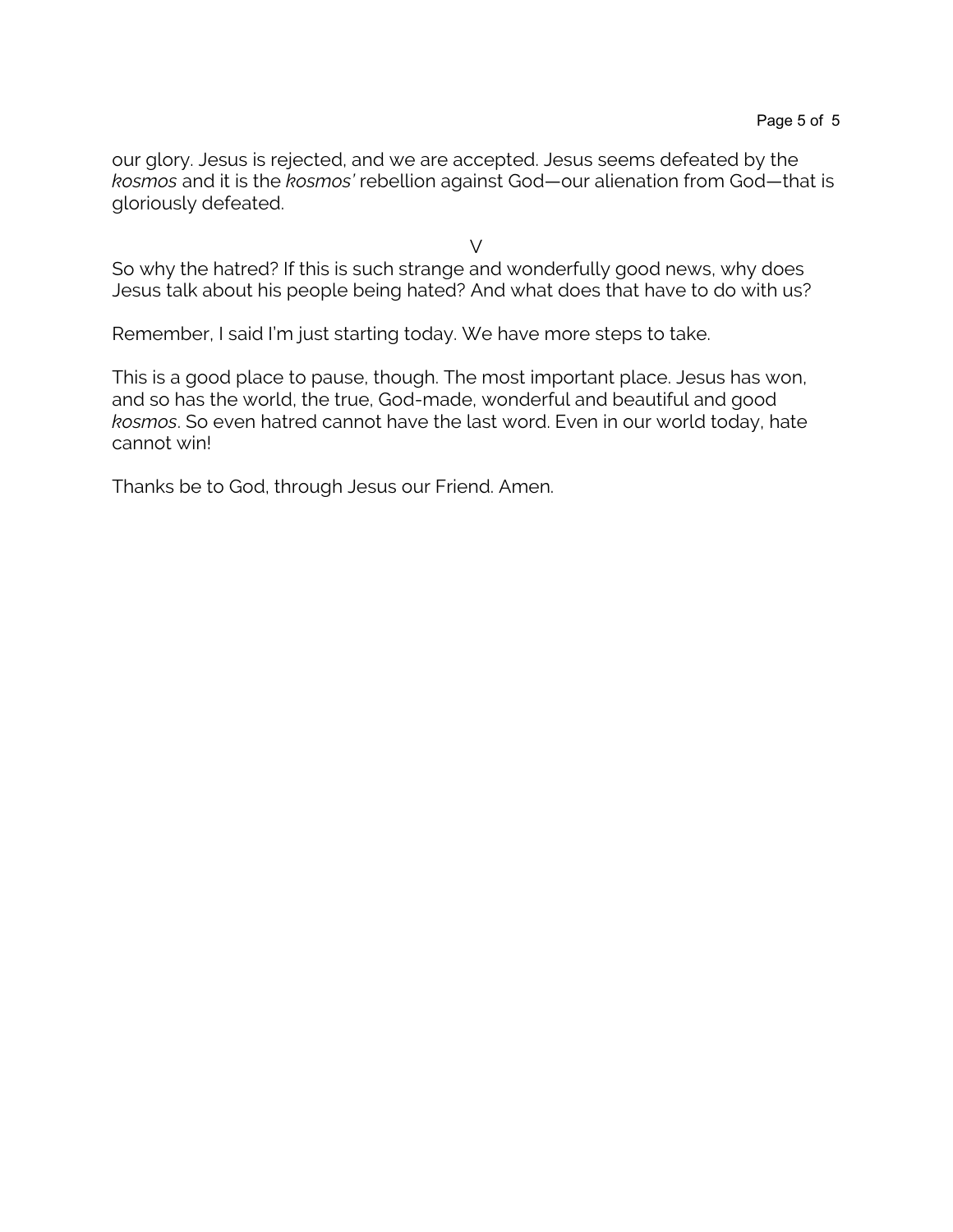our glory. Jesus is rejected, and we are accepted. Jesus seems defeated by the *kosmos* and it is the *kosmos'* rebellion against God—our alienation from God—that is gloriously defeated.

V

So why the hatred? If this is such strange and wonderfully good news, why does Jesus talk about his people being hated? And what does that have to do with us?

Remember, I said I'm just starting today. We have more steps to take.

This is a good place to pause, though. The most important place. Jesus has won, and so has the world, the true, God-made, wonderful and beautiful and good *kosmos*. So even hatred cannot have the last word. Even in our world today, hate cannot win!

Thanks be to God, through Jesus our Friend. Amen.